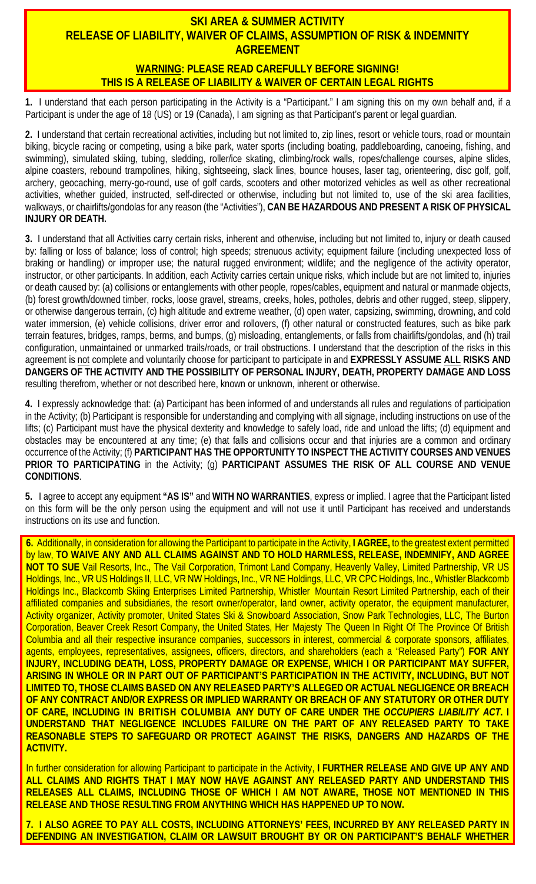# SKI AREA & SUMMER ACTIVITY RELEASE OF LIABILITY, WAIVER OF CLAIMS, ASSUMPTION OF RISK & INDEMNITY AGREEMENT

## WARNING: PLEASE READ CAREFULLY BEFORE SIGNING! THIS IS A RELEASE OF LIABILITY & WAIVER OF CERTAIN LEGAL RIGHTS

**1.** I understand that each person participating in the Activity is a "Participant." I am signing this on my own behalf and, if a Participant is under the age of 18 (US) or 19 (Canada), I am signing as that Participant's parent or legal guardian.

**2.** I understand that certain recreational activities, including but not limited to, zip lines, resort or vehicle tours, road or mountain biking, bicycle racing or competing, using a bike park, water sports (including boating, paddleboarding, canoeing, fishing, and swimming), simulated skiing, tubing, sledding, roller/ice skating, climbing/rock walls, ropes/challenge courses, alpine slides, alpine coasters, rebound trampolines, hiking, sightseeing, slack lines, bounce houses, laser tag, orienteering, disc golf, golf, archery, geocaching, merry-go-round, use of golf cards, scooters and other motorized vehicles as well as other recreational activities, whether guided, instructed, self-directed or otherwise, including but not limited to, use of the ski area facilities, walkways, or chairlifts/gondolas for any reason (the "Activities"), **CAN BE HAZARDOUS AND PRESENT A RISK OF PHYSICAL INJURY OR DEATH.**

**3.** I understand that all Activities carry certain risks, inherent and otherwise, including but not limited to, injury or death caused by: falling or loss of balance; loss of control; high speeds; strenuous activity; equipment failure (including unexpected loss of braking or handling) or improper use; the natural rugged environment; wildlife; and the negligence of the activity operator, instructor, or other participants. In addition, each Activity carries certain unique risks, which include but are not limited to, injuries or death caused by: (a) collisions or entanglements with other people, ropes/cables, equipment and natural or manmade objects, (b) forest growth/downed timber, rocks, loose gravel, streams, creeks, holes, potholes, debris and other rugged, steep, slippery, or otherwise dangerous terrain, (c) high altitude and extreme weather, (d) open water, capsizing, swimming, drowning, and cold water immersion, (e) vehicle collisions, driver error and rollovers, (f) other natural or constructed features, such as bike park terrain features, bridges, ramps, berms, and bumps, (g) misloading, entanglements, or falls from chairlifts/gondolas, and (h) trail configuration, unmaintained or unmarked trails/roads, or trail obstructions. I understand that the description of the risks in this agreement is not complete and voluntarily choose for participant to participate in and **EXPRESSLY ASSUME ALL RISKS AND DANGERS OF THE ACTIVITY AND THE POSSIBILITY OF PERSONAL INJURY, DEATH, PROPERTY DAMAGE AND LOSS** resulting therefrom, whether or not described here, known or unknown, inherent or otherwise.

**4.** I expressly acknowledge that: (a) Participant has been informed of and understands all rules and regulations of participation in the Activity; (b) Participant is responsible for understanding and complying with all signage, including instructions on use of the lifts; (c) Participant must have the physical dexterity and knowledge to safely load, ride and unload the lifts; (d) equipment and obstacles may be encountered at any time; (e) that falls and collisions occur and that injuries are a common and ordinary occurrence of the Activity; (f) **PARTICIPANT HAS THE OPPORTUNITY TO INSPECT THE ACTIVITY COURSES AND VENUES PRIOR TO PARTICIPATING** in the Activity; (g) **PARTICIPANT ASSUMES THE RISK OF ALL COURSE AND VENUE CONDITIONS**.

**5.** I agree to accept any equipment **"AS IS"** and **WITH NO WARRANTIES**, express or implied. I agree that the Participant listed on this form will be the only person using the equipment and will not use it until Participant has received and understands instructions on its use and function.

**6.** Additionally, in consideration for allowing the Participant to participate in the Activity, **I AGREE,** to the greatest extent permitted by law, **TO WAIVE ANY AND ALL CLAIMS AGAINST AND TO HOLD HARMLESS, RELEASE, INDEMNIFY, AND AGREE NOT TO SUE** Vail Resorts, Inc., The Vail Corporation, Trimont Land Company, Heavenly Valley, Limited Partnership, VR US Holdings, Inc., VR US Holdings II, LLC, VR NW Holdings, Inc., VR NE Holdings, LLC, VR CPC Holdings, Inc., Whistler Blackcomb Holdings Inc., Blackcomb Skiing Enterprises Limited Partnership, Whistler Mountain Resort Limited Partnership, each of their affiliated companies and subsidiaries, the resort owner/operator, land owner, activity operator, the equipment manufacturer, Activity organizer, Activity promoter, United States Ski & Snowboard Association, Snow Park Technologies, LLC, The Burton Corporation, Beaver Creek Resort Company, the United States, Her Majesty The Queen In Right Of The Province Of British Columbia and all their respective insurance companies, successors in interest, commercial & corporate sponsors, affiliates, agents, employees, representatives, assignees, officers, directors, and shareholders (each a "Released Party") **FOR ANY INJURY, INCLUDING DEATH, LOSS, PROPERTY DAMAGE OR EXPENSE, WHICH I OR PARTICIPANT MAY SUFFER, ARISING IN WHOLE OR IN PART OUT OF PARTICIPANT'S PARTICIPATION IN THE ACTIVITY, INCLUDING, BUT NOT LIMITED TO, THOSE CLAIMS BASED ON ANY RELEASED PARTY'S ALLEGED OR ACTUAL NEGLIGENCE OR BREACH OF ANY CONTRACT AND/OR EXPRESS OR IMPLIED WARRANTY OR BREACH OF ANY STATUTORY OR OTHER DUTY OF CARE, INCLUDING IN BRITISH COLUMBIA ANY DUTY OF CARE UNDER THE *OCCUPIERS LIABILITY ACT*. I UNDERSTAND THAT NEGLIGENCE INCLUDES FAILURE ON THE PART OF ANY RELEASED PARTY TO TAKE REASONABLE STEPS TO SAFEGUARD OR PROTECT AGAINST THE RISKS, DANGERS AND HAZARDS OF THE ACTIVITY.**

In further consideration for allowing Participant to participate in the Activity, **I FURTHER RELEASE AND GIVE UP ANY AND ALL CLAIMS AND RIGHTS THAT I MAY NOW HAVE AGAINST ANY RELEASED PARTY AND UNDERSTAND THIS RELEASES ALL CLAIMS, INCLUDING THOSE OF WHICH I AM NOT AWARE, THOSE NOT MENTIONED IN THIS RELEASE AND THOSE RESULTING FROM ANYTHING WHICH HAS HAPPENED UP TO NOW.**

**7. I ALSO AGREE TO PAY ALL COSTS, INCLUDING ATTORNEYS' FEES, INCURRED BY ANY RELEASED PARTY IN DEFENDING AN INVESTIGATION, CLAIM OR LAWSUIT BROUGHT BY OR ON PARTICIPANT'S BEHALF WHETHER**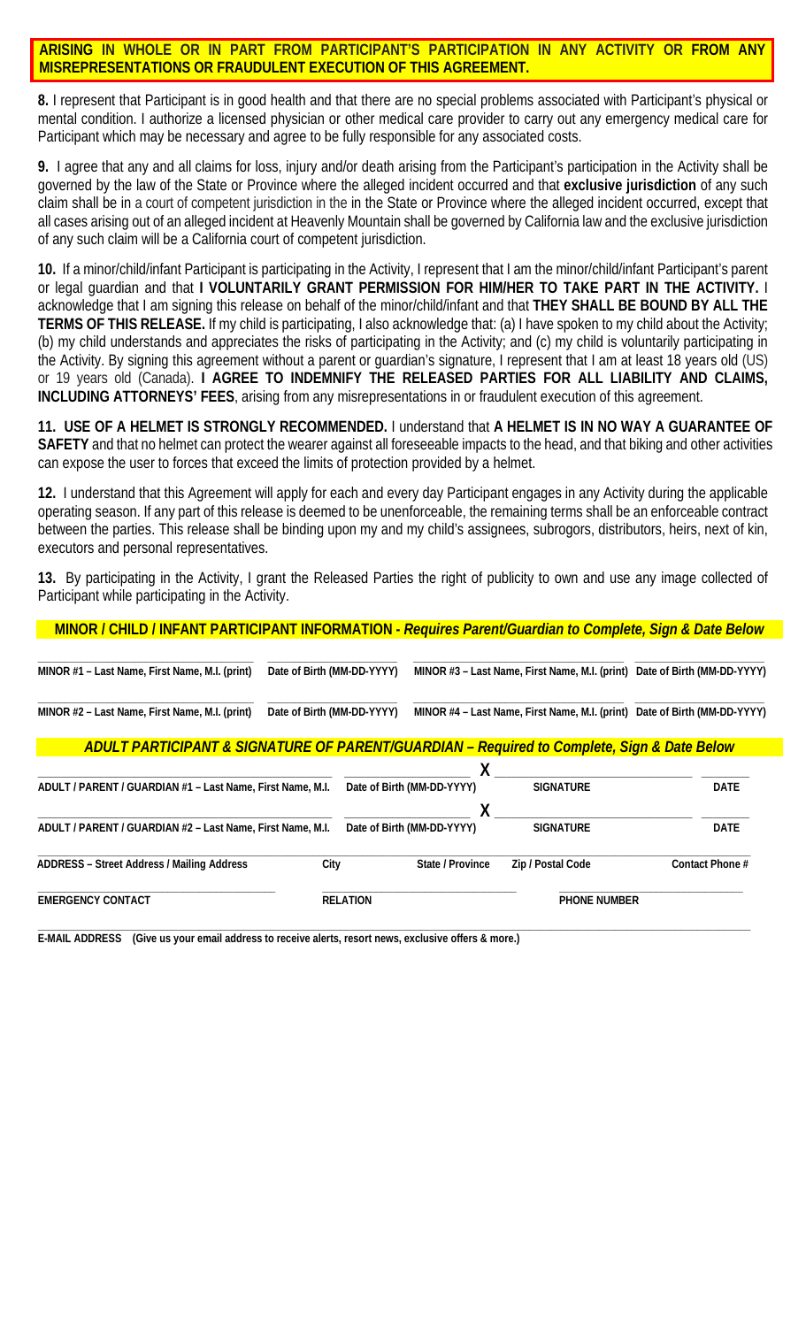**ARISING IN WHOLE OR IN PART FROM PARTICIPANT'S PARTICIPATION IN ANY ACTIVITY OR FROM ANY MISREPRESENTATIONS OR FRAUDULENT EXECUTION OF THIS AGREEMENT.**

**8.** I represent that Participant is in good health and that there are no special problems associated with Participant's physical or mental condition. I authorize a licensed physician or other medical care provider to carry out any emergency medical care for Participant which may be necessary and agree to be fully responsible for any associated costs.

**9.** I agree that any and all claims for loss, injury and/or death arising from the Participant's participation in the Activity shall be governed by the law of the State or Province where the alleged incident occurred and that **exclusive jurisdiction** of any such claim shall be in a court of competent jurisdiction in the in the State or Province where the alleged incident occurred, except that all cases arising out of an alleged incident at Heavenly Mountain shall be governed by California law and the exclusive jurisdiction of any such claim will be a California court of competent jurisdiction.

**10.** If a minor/child/infant Participant is participating in the Activity, I represent that I am the minor/child/infant Participant's parent or legal guardian and that **I VOLUNTARILY GRANT PERMISSION FOR HIM/HER TO TAKE PART IN THE ACTIVITY.** I acknowledge that I am signing this release on behalf of the minor/child/infant and that **THEY SHALL BE BOUND BY ALL THE TERMS OF THIS RELEASE.** If my child is participating, I also acknowledge that: (a) I have spoken to my child about the Activity; (b) my child understands and appreciates the risks of participating in the Activity; and (c) my child is voluntarily participating in the Activity. By signing this agreement without a parent or guardian's signature, I represent that I am at least 18 years old (US) or 19 years old (Canada). **I AGREE TO INDEMNIFY THE RELEASED PARTIES FOR ALL LIABILITY AND CLAIMS, INCLUDING ATTORNEYS' FEES**, arising from any misrepresentations in or fraudulent execution of this agreement.

**11. USE OF A HELMET IS STRONGLY RECOMMENDED.** I understand that **A HELMET IS IN NO WAY A GUARANTEE OF SAFETY** and that no helmet can protect the wearer against all foreseeable impacts to the head, and that biking and other activities can expose the user to forces that exceed the limits of protection provided by a helmet.

**12.** I understand that this Agreement will apply for each and every day Participant engages in any Activity during the applicable operating season. If any part of this release is deemed to be unenforceable, the remaining terms shall be an enforceable contract between the parties. This release shall be binding upon my and my child's assignees, subrogors, distributors, heirs, next of kin, executors and personal representatives.

**13.** By participating in the Activity, I grant the Released Parties the right of publicity to own and use any image collected of Participant while participating in the Activity.

**MINOR / CHILD / INFANT PARTICIPANT INFORMATION -** ***Requires Parent/Guardian to Complete, Sign & Date Below***

| | | | |
|---|---|---|---|
| MINOR #1 – Last Name, First Name, M.I. (print) | Date of Birth (MM-DD-YYYY) | MINOR #3 – Last Name, First Name, M.I. (print) | Date of Birth (MM-DD-YYYY) |
| MINOR #2 – Last Name, First Name, M.I. (print) | Date of Birth (MM-DD-YYYY) | MINOR #4 – Last Name, First Name, M.I. (print) | Date of Birth (MM-DD-YYYY) |

***ADULT PARTICIPANT & SIGNATURE OF PARENT/GUARDIAN – Required to Complete, Sign & Date Below***

| | | | |
|---|---|---|---|
| ADULT / PARENT / GUARDIAN #1 – Last Name, First Name, M.I. | Date of Birth (MM-DD-YYYY) | X SIGNATURE | DATE |
| ADULT / PARENT / GUARDIAN #2 – Last Name, First Name, M.I. | Date of Birth (MM-DD-YYYY) | X SIGNATURE | DATE |

| | | | | |
|---|---|---|---|---|
| ADDRESS – Street Address / Mailing Address | City | State / Province | Zip / Postal Code | Contact Phone # |

| | | |
|---|---|---|
| EMERGENCY CONTACT | RELATION | PHONE NUMBER |

**E-MAIL ADDRESS (Give us your email address to receive alerts, resort news, exclusive offers & more.)**